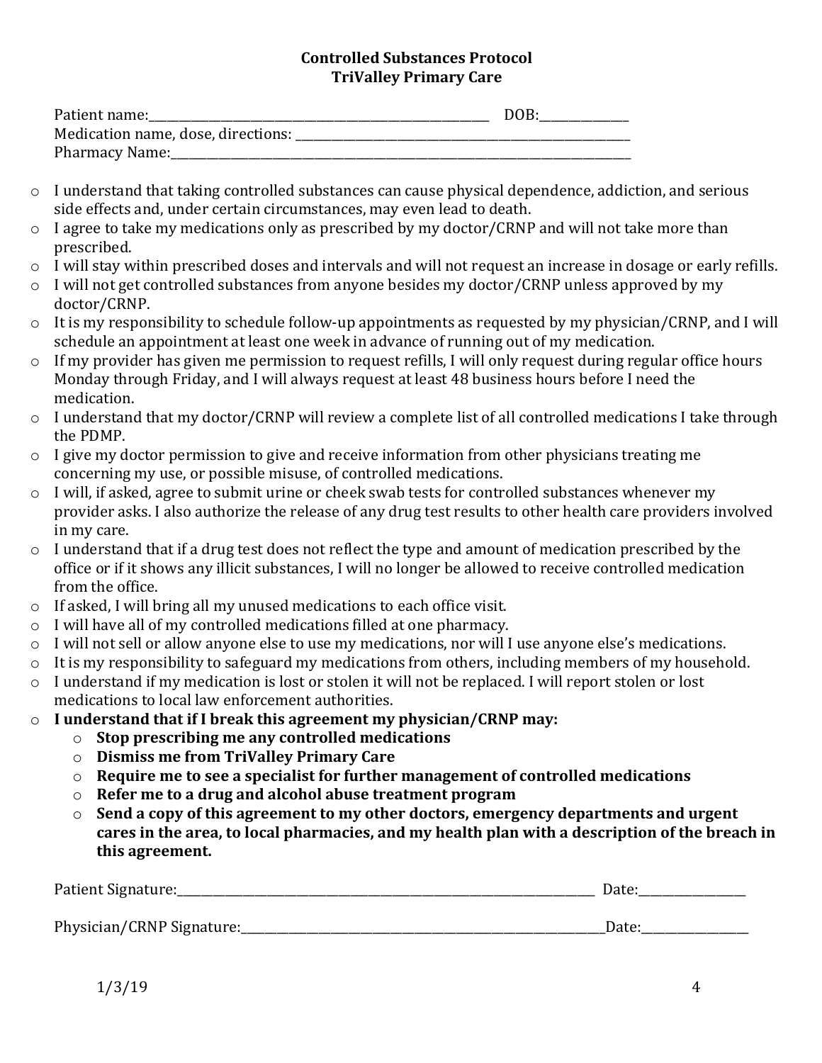**Controlled Substances Protocol**
**TriValley Primary Care**

Patient name:\_\_\_\_\_\_\_\_\_\_\_\_\_\_\_\_\_\_\_\_\_\_\_\_\_\_\_\_\_\_\_\_\_\_\_\_\_\_\_\_\_\_\_\_\_\_\_\_\_\_\_\_ DOB:\_\_\_\_\_\_\_\_\_\_\_\_\_\_
Medication name, dose, directions: \_\_\_\_\_\_\_\_\_\_\_\_\_\_\_\_\_\_\_\_\_\_\_\_\_\_\_\_\_\_\_\_\_\_\_\_\_\_\_\_\_\_\_\_\_\_\_\_\_\_\_\_
Pharmacy Name:\_\_\_\_\_\_\_\_\_\_\_\_\_\_\_\_\_\_\_\_\_\_\_\_\_\_\_\_\_\_\_\_\_\_\_\_\_\_\_\_\_\_\_\_\_\_\_\_\_\_\_\_\_\_\_\_\_\_\_\_\_\_\_\_\_\_\_\_\_\_

- I understand that taking controlled substances can cause physical dependence, addiction, and serious side effects and, under certain circumstances, may even lead to death.
- I agree to take my medications only as prescribed by my doctor/CRNP and will not take more than prescribed.
- I will stay within prescribed doses and intervals and will not request an increase in dosage or early refills.
- I will not get controlled substances from anyone besides my doctor/CRNP unless approved by my doctor/CRNP.
- It is my responsibility to schedule follow-up appointments as requested by my physician/CRNP, and I will schedule an appointment at least one week in advance of running out of my medication.
- If my provider has given me permission to request refills, I will only request during regular office hours Monday through Friday, and I will always request at least 48 business hours before I need the medication.
- I understand that my doctor/CRNP will review a complete list of all controlled medications I take through the PDMP.
- I give my doctor permission to give and receive information from other physicians treating me concerning my use, or possible misuse, of controlled medications.
- I will, if asked, agree to submit urine or cheek swab tests for controlled substances whenever my provider asks. I also authorize the release of any drug test results to other health care providers involved in my care.
- I understand that if a drug test does not reflect the type and amount of medication prescribed by the office or if it shows any illicit substances, I will no longer be allowed to receive controlled medication from the office.
- If asked, I will bring all my unused medications to each office visit.
- I will have all of my controlled medications filled at one pharmacy.
- I will not sell or allow anyone else to use my medications, nor will I use anyone else's medications.
- It is my responsibility to safeguard my medications from others, including members of my household.
- I understand if my medication is lost or stolen it will not be replaced. I will report stolen or lost medications to local law enforcement authorities.
- **I understand that if I break this agreement my physician/CRNP may:**
  - **Stop prescribing me any controlled medications**
  - **Dismiss me from TriValley Primary Care**
  - **Require me to see a specialist for further management of controlled medications**
  - **Refer me to a drug and alcohol abuse treatment program**
  - **Send a copy of this agreement to my other doctors, emergency departments and urgent cares in the area, to local pharmacies, and my health plan with a description of the breach in this agreement.**

Patient Signature:\_\_\_\_\_\_\_\_\_\_\_\_\_\_\_\_\_\_\_\_\_\_\_\_\_\_\_\_\_\_\_\_\_\_\_\_\_\_\_\_\_\_\_\_\_\_\_\_\_\_\_\_\_\_\_\_\_\_\_\_\_\_\_\_ Date:\_\_\_\_\_\_\_\_\_\_\_\_\_\_\_\_

Physician/CRNP Signature:\_\_\_\_\_\_\_\_\_\_\_\_\_\_\_\_\_\_\_\_\_\_\_\_\_\_\_\_\_\_\_\_\_\_\_\_\_\_\_\_\_\_\_\_\_\_\_\_\_\_\_\_\_\_\_\_\_\_ Date:\_\_\_\_\_\_\_\_\_\_\_\_\_\_\_\_

1/3/19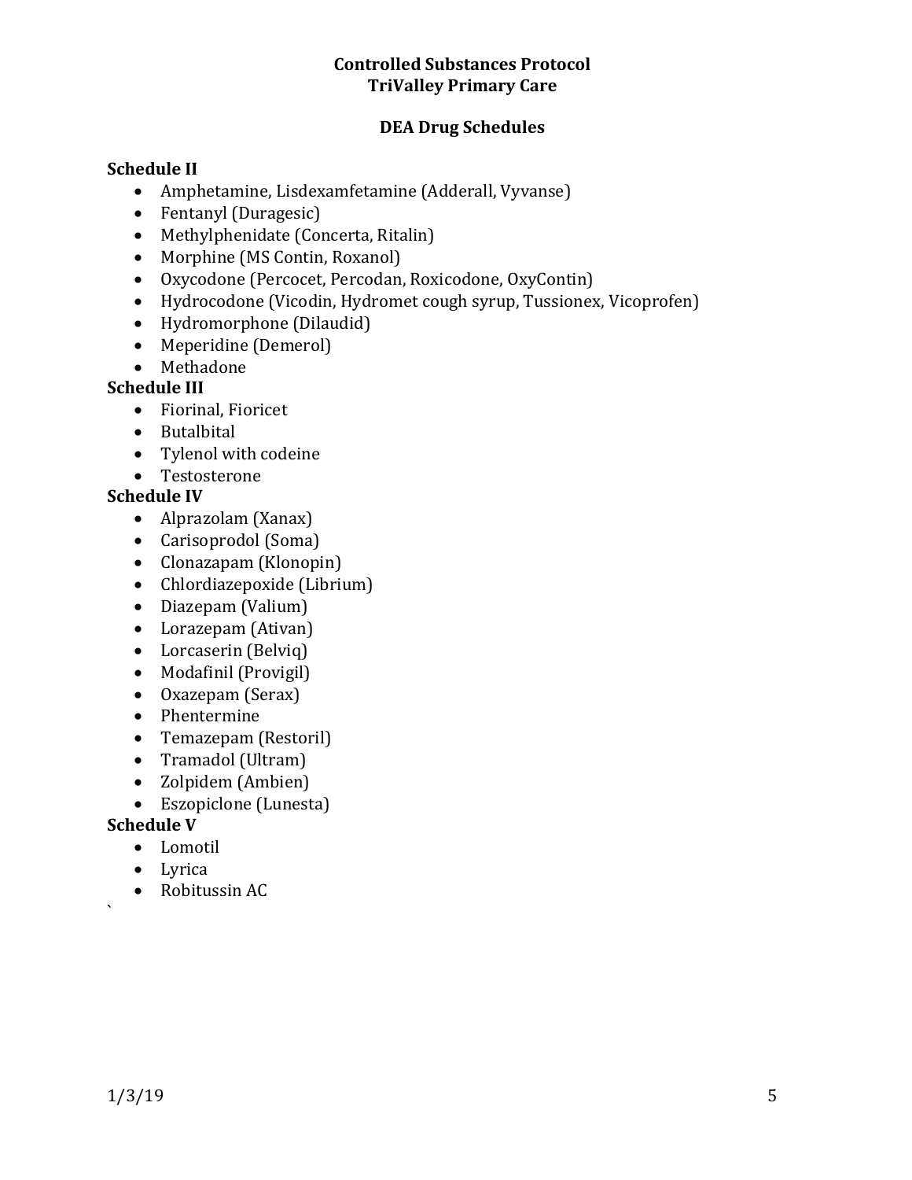# Controlled Substances Protocol
# TriValley Primary Care

## DEA Drug Schedules

**Schedule II**

- Amphetamine, Lisdexamfetamine (Adderall, Vyvanse)
- Fentanyl (Duragesic)
- Methylphenidate (Concerta, Ritalin)
- Morphine (MS Contin, Roxanol)
- Oxycodone (Percocet, Percodan, Roxicodone, OxyContin)
- Hydrocodone (Vicodin, Hydromet cough syrup, Tussionex, Vicoprofen)
- Hydromorphone (Dilaudid)
- Meperidine (Demerol)
- Methadone

**Schedule III**

- Fiorinal, Fioricet
- Butalbital
- Tylenol with codeine
- Testosterone

**Schedule IV**

- Alprazolam (Xanax)
- Carisoprodol (Soma)
- Clonazapam (Klonopin)
- Chlordiazepoxide (Librium)
- Diazepam (Valium)
- Lorazepam (Ativan)
- Lorcaserin (Belviq)
- Modafinil (Provigil)
- Oxazepam (Serax)
- Phentermine
- Temazepam (Restoril)
- Tramadol (Ultram)
- Zolpidem (Ambien)
- Eszopiclone (Lunesta)

**Schedule V**

- Lomotil
- Lyrica
- Robitussin AC

`

1/3/19